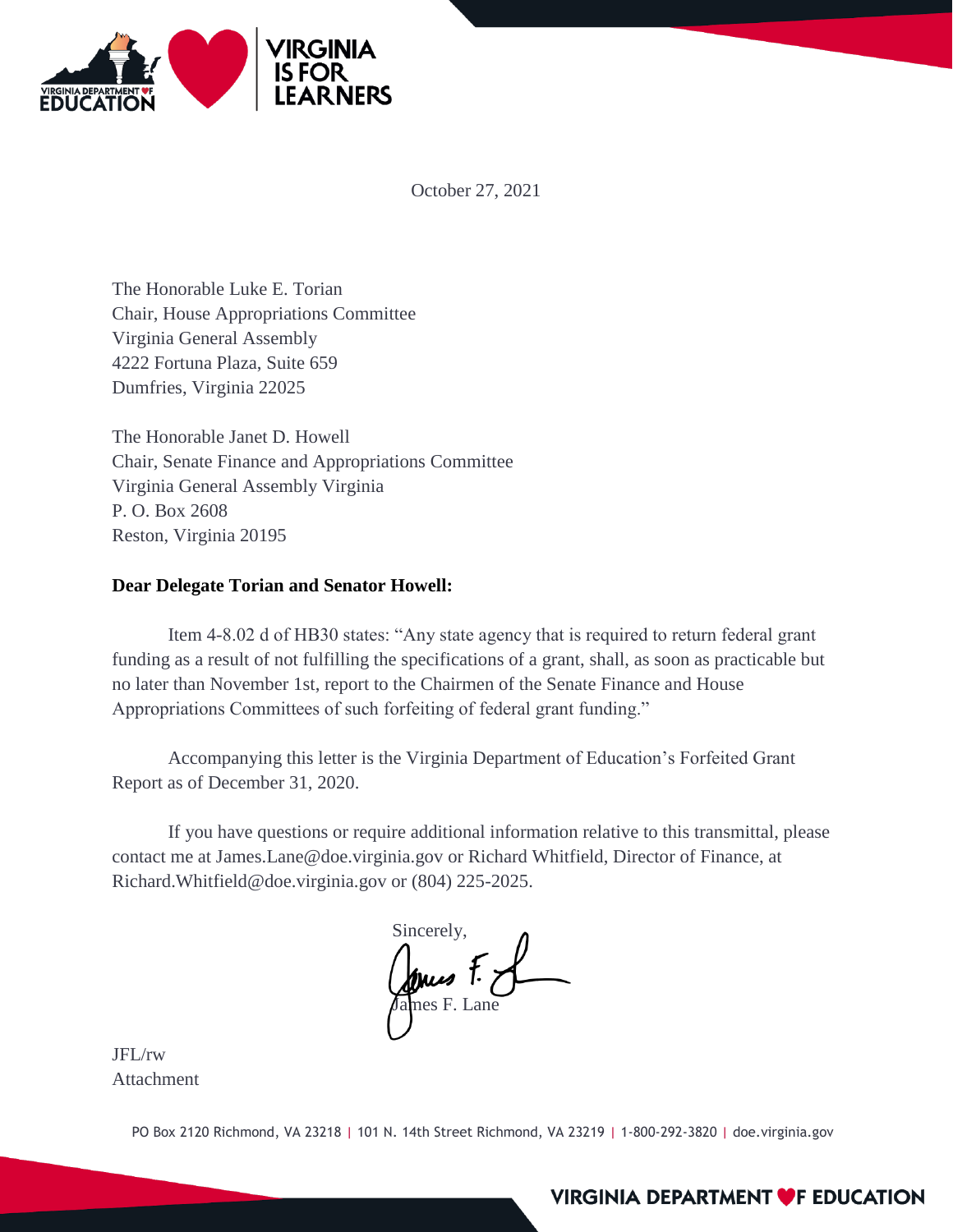October 27, 2021

The Honorable Luke E. Torian
Chair, House Appropriations Committee
Virginia General Assembly
4222 Fortuna Plaza, Suite 659
Dumfries, Virginia 22025

The Honorable Janet D. Howell
Chair, Senate Finance and Appropriations Committee
Virginia General Assembly Virginia
P. O. Box 2608
Reston, Virginia 20195

**Dear Delegate Torian and Senator Howell:**

Item 4-8.02 d of HB30 states: "Any state agency that is required to return federal grant funding as a result of not fulfilling the specifications of a grant, shall, as soon as practicable but no later than November 1st, report to the Chairmen of the Senate Finance and House Appropriations Committees of such forfeiting of federal grant funding."

Accompanying this letter is the Virginia Department of Education's Forfeited Grant Report as of December 31, 2020.

If you have questions or require additional information relative to this transmittal, please contact me at James.Lane@doe.virginia.gov or Richard Whitfield, Director of Finance, at Richard.Whitfield@doe.virginia.gov or (804) 225-2025.

Sincerely,

James F. Lane

JFL/rw
Attachment

PO Box 2120 Richmond, VA 23218 | 101 N. 14th Street Richmond, VA 23219 | 1-800-292-3820 | doe.virginia.gov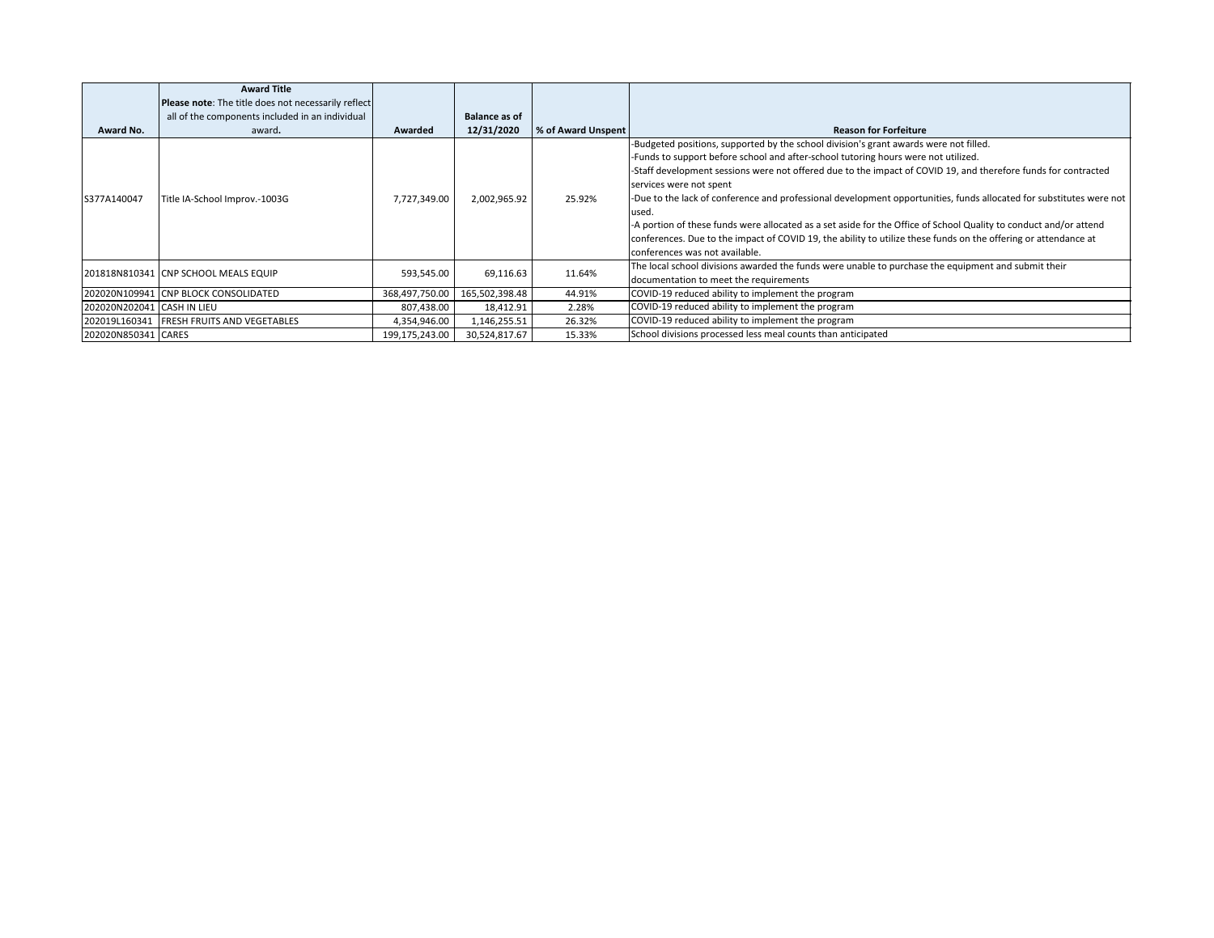| Award No. | Award Title **Please note**: The title does not necessarily reflect all of the components included in an individual award**.** | Awarded | Balance as of 12/31/2020 | % of Award Unspent | Reason for Forfeiture |
|---|---|---|---|---|---|
| S377A140047 | Title IA-School Improv.-1003G | 7,727,349.00 | 2,002,965.92 | 25.92% | -Budgeted positions, supported by the school division's grant awards were not filled.<br>-Funds to support before school and after-school tutoring hours were not utilized.<br>-Staff development sessions were not offered due to the impact of COVID 19, and therefore funds for contracted services were not spent<br>-Due to the lack of conference and professional development opportunities, funds allocated for substitutes were not used.<br>-A portion of these funds were allocated as a set aside for the Office of School Quality to conduct and/or attend conferences. Due to the impact of COVID 19, the ability to utilize these funds on the offering or attendance at conferences was not available. |
| 201818N810341 | CNP SCHOOL MEALS EQUIP | 593,545.00 | 69,116.63 | 11.64% | The local school divisions awarded the funds were unable to purchase the equipment and submit their documentation to meet the requirements |
| 202020N109941 | CNP BLOCK CONSOLIDATED | 368,497,750.00 | 165,502,398.48 | 44.91% | COVID-19 reduced ability to implement the program |
| 202020N202041 | CASH IN LIEU | 807,438.00 | 18,412.91 | 2.28% | COVID-19 reduced ability to implement the program |
| 202019L160341 | FRESH FRUITS AND VEGETABLES | 4,354,946.00 | 1,146,255.51 | 26.32% | COVID-19 reduced ability to implement the program |
| 202020N850341 | CARES | 199,175,243.00 | 30,524,817.67 | 15.33% | School divisions processed less meal counts than anticipated |